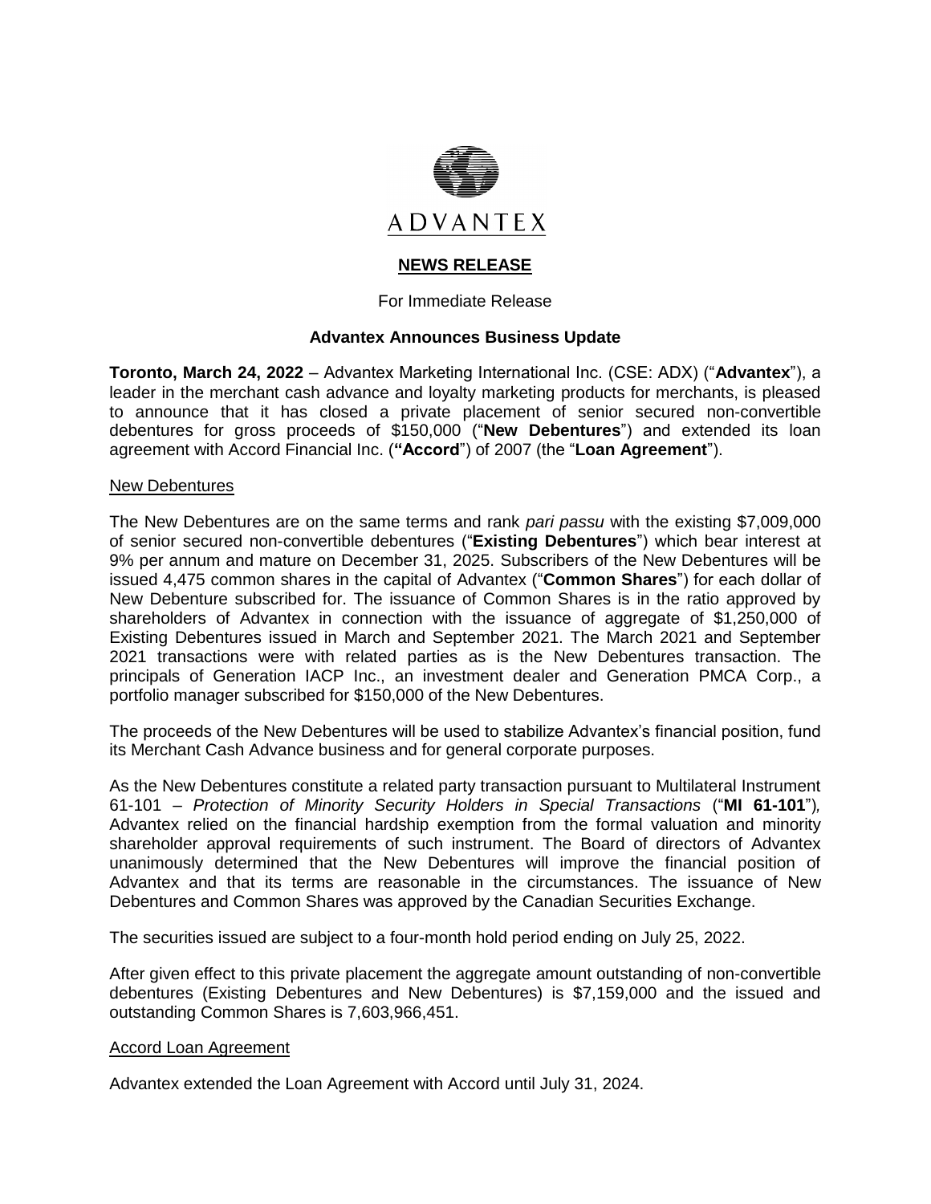ADVANTEX

**NEWS RELEASE**

For Immediate Release

**Advantex Announces Business Update**

**Toronto, March 24, 2022** – Advantex Marketing International Inc. (CSE: ADX) ("**Advantex**"), a leader in the merchant cash advance and loyalty marketing products for merchants, is pleased to announce that it has closed a private placement of senior secured non-convertible debentures for gross proceeds of $150,000 ("**New Debentures**") and extended its loan agreement with Accord Financial Inc. (**"Accord**") of 2007 (the "**Loan Agreement**").

New Debentures

The New Debentures are on the same terms and rank *pari passu* with the existing $7,009,000 of senior secured non-convertible debentures ("**Existing Debentures**") which bear interest at 9% per annum and mature on December 31, 2025. Subscribers of the New Debentures will be issued 4,475 common shares in the capital of Advantex ("**Common Shares**") for each dollar of New Debenture subscribed for. The issuance of Common Shares is in the ratio approved by shareholders of Advantex in connection with the issuance of aggregate of $1,250,000 of Existing Debentures issued in March and September 2021. The March 2021 and September 2021 transactions were with related parties as is the New Debentures transaction. The principals of Generation IACP Inc., an investment dealer and Generation PMCA Corp., a portfolio manager subscribed for $150,000 of the New Debentures.

The proceeds of the New Debentures will be used to stabilize Advantex's financial position, fund its Merchant Cash Advance business and for general corporate purposes.

As the New Debentures constitute a related party transaction pursuant to Multilateral Instrument 61-101 – *Protection of Minority Security Holders in Special Transactions* ("**MI 61-101**"), Advantex relied on the financial hardship exemption from the formal valuation and minority shareholder approval requirements of such instrument. The Board of directors of Advantex unanimously determined that the New Debentures will improve the financial position of Advantex and that its terms are reasonable in the circumstances. The issuance of New Debentures and Common Shares was approved by the Canadian Securities Exchange.

The securities issued are subject to a four-month hold period ending on July 25, 2022.

After given effect to this private placement the aggregate amount outstanding of non-convertible debentures (Existing Debentures and New Debentures) is $7,159,000 and the issued and outstanding Common Shares is 7,603,966,451.

Accord Loan Agreement

Advantex extended the Loan Agreement with Accord until July 31, 2024.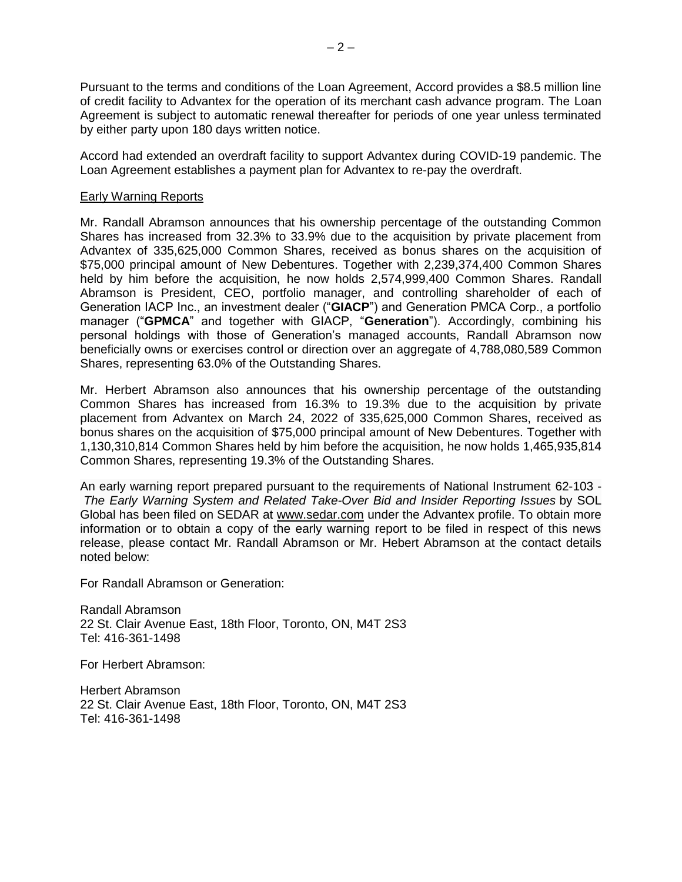Pursuant to the terms and conditions of the Loan Agreement, Accord provides a $8.5 million line of credit facility to Advantex for the operation of its merchant cash advance program. The Loan Agreement is subject to automatic renewal thereafter for periods of one year unless terminated by either party upon 180 days written notice.

Accord had extended an overdraft facility to support Advantex during COVID-19 pandemic. The Loan Agreement establishes a payment plan for Advantex to re-pay the overdraft.

Early Warning Reports

Mr. Randall Abramson announces that his ownership percentage of the outstanding Common Shares has increased from 32.3% to 33.9% due to the acquisition by private placement from Advantex of 335,625,000 Common Shares, received as bonus shares on the acquisition of $75,000 principal amount of New Debentures. Together with 2,239,374,400 Common Shares held by him before the acquisition, he now holds 2,574,999,400 Common Shares. Randall Abramson is President, CEO, portfolio manager, and controlling shareholder of each of Generation IACP Inc., an investment dealer ("**GIACP**") and Generation PMCA Corp., a portfolio manager ("**GPMCA**" and together with GIACP, "**Generation**"). Accordingly, combining his personal holdings with those of Generation's managed accounts, Randall Abramson now beneficially owns or exercises control or direction over an aggregate of 4,788,080,589 Common Shares, representing 63.0% of the Outstanding Shares.

Mr. Herbert Abramson also announces that his ownership percentage of the outstanding Common Shares has increased from 16.3% to 19.3% due to the acquisition by private placement from Advantex on March 24, 2022 of 335,625,000 Common Shares, received as bonus shares on the acquisition of $75,000 principal amount of New Debentures. Together with 1,130,310,814 Common Shares held by him before the acquisition, he now holds 1,465,935,814 Common Shares, representing 19.3% of the Outstanding Shares.

An early warning report prepared pursuant to the requirements of National Instrument 62-103 - *The Early Warning System and Related Take-Over Bid and Insider Reporting Issues* by SOL Global has been filed on SEDAR at www.sedar.com under the Advantex profile. To obtain more information or to obtain a copy of the early warning report to be filed in respect of this news release, please contact Mr. Randall Abramson or Mr. Hebert Abramson at the contact details noted below:

For Randall Abramson or Generation:

Randall Abramson
22 St. Clair Avenue East, 18th Floor, Toronto, ON, M4T 2S3
Tel: 416-361-1498

For Herbert Abramson:

Herbert Abramson
22 St. Clair Avenue East, 18th Floor, Toronto, ON, M4T 2S3
Tel: 416-361-1498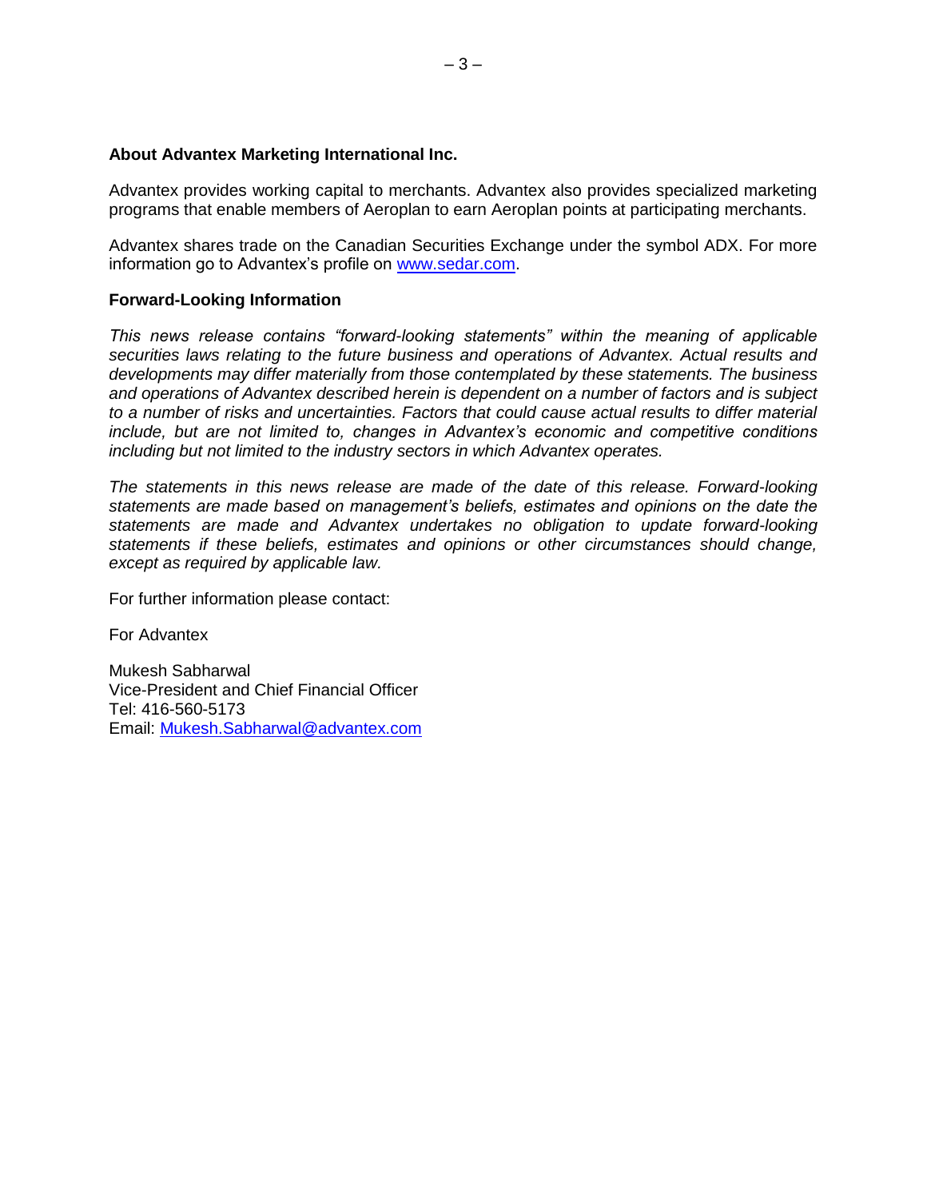**About Advantex Marketing International Inc.**

Advantex provides working capital to merchants. Advantex also provides specialized marketing programs that enable members of Aeroplan to earn Aeroplan points at participating merchants.

Advantex shares trade on the Canadian Securities Exchange under the symbol ADX. For more information go to Advantex's profile on [www.sedar.com](www.sedar.com).

**Forward-Looking Information**

*This news release contains "forward-looking statements" within the meaning of applicable securities laws relating to the future business and operations of Advantex. Actual results and developments may differ materially from those contemplated by these statements. The business and operations of Advantex described herein is dependent on a number of factors and is subject to a number of risks and uncertainties. Factors that could cause actual results to differ material include, but are not limited to, changes in Advantex's economic and competitive conditions including but not limited to the industry sectors in which Advantex operates.*

*The statements in this news release are made of the date of this release. Forward-looking statements are made based on management's beliefs, estimates and opinions on the date the statements are made and Advantex undertakes no obligation to update forward-looking statements if these beliefs, estimates and opinions or other circumstances should change, except as required by applicable law.*

For further information please contact:

For Advantex

Mukesh Sabharwal
Vice-President and Chief Financial Officer
Tel: 416-560-5173
Email: [Mukesh.Sabharwal@advantex.com](mailto:Mukesh.Sabharwal@advantex.com)